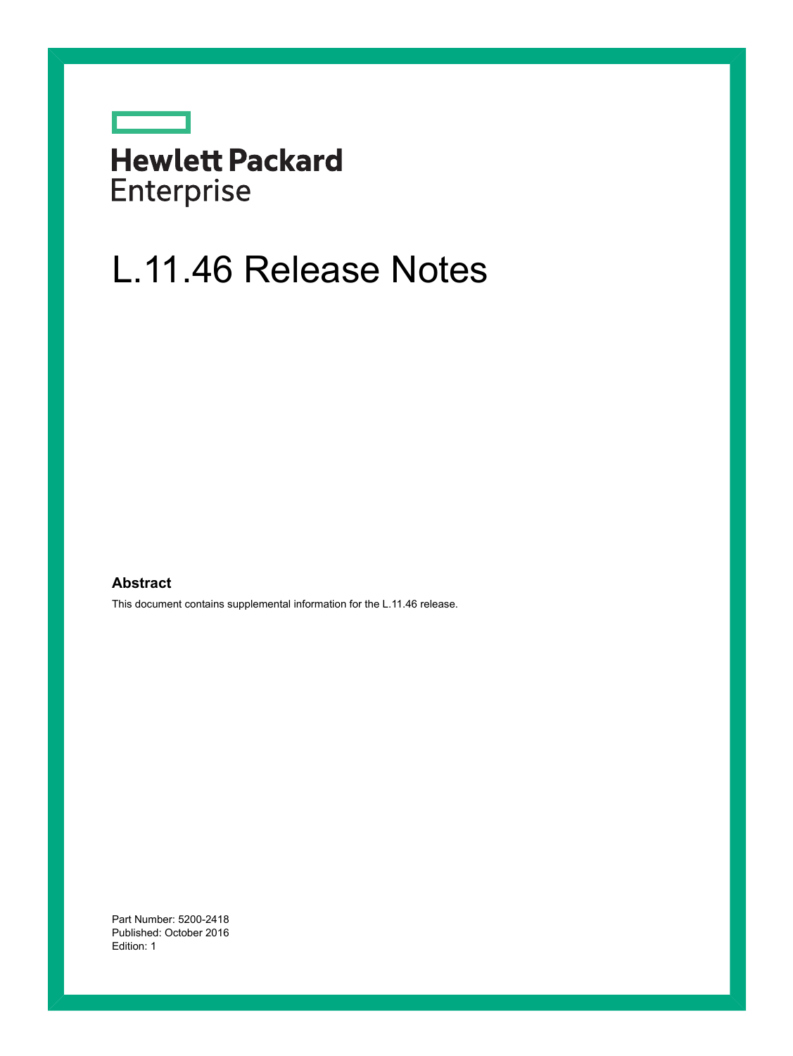Hewlett Packard Enterprise

# L.11.46 Release Notes

## Abstract

This document contains supplemental information for the L.11.46 release.

Part Number: 5200-2418
Published: October 2016
Edition: 1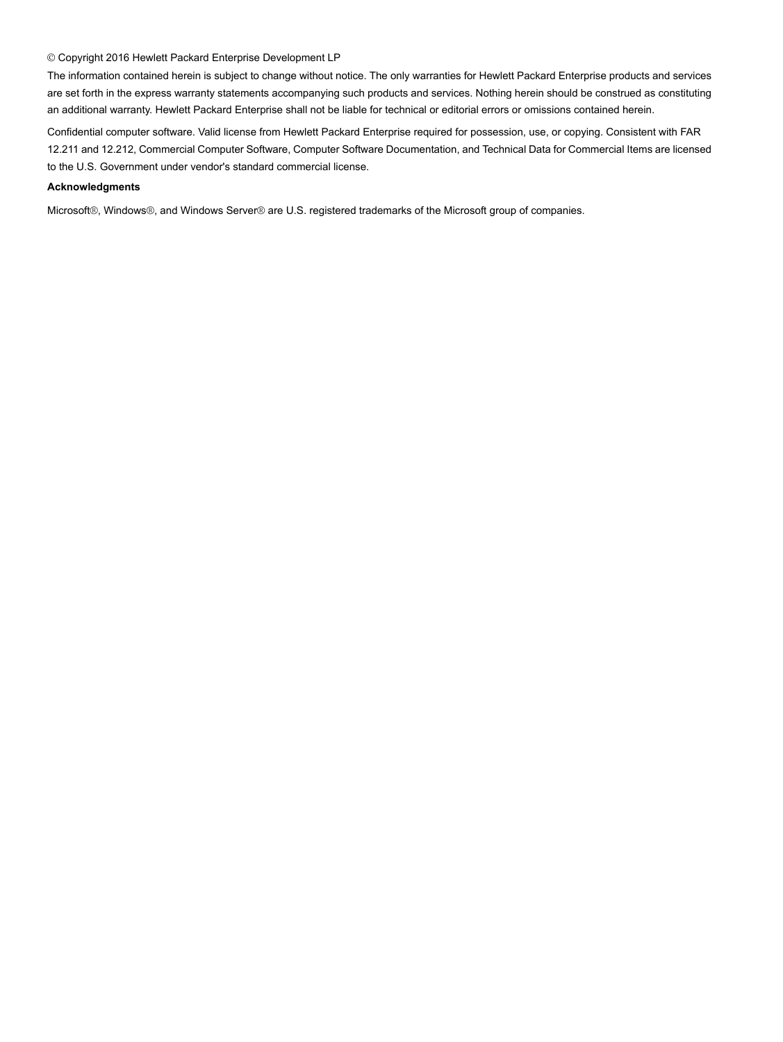© Copyright 2016 Hewlett Packard Enterprise Development LP

The information contained herein is subject to change without notice. The only warranties for Hewlett Packard Enterprise products and services are set forth in the express warranty statements accompanying such products and services. Nothing herein should be construed as constituting an additional warranty. Hewlett Packard Enterprise shall not be liable for technical or editorial errors or omissions contained herein.

Confidential computer software. Valid license from Hewlett Packard Enterprise required for possession, use, or copying. Consistent with FAR 12.211 and 12.212, Commercial Computer Software, Computer Software Documentation, and Technical Data for Commercial Items are licensed to the U.S. Government under vendor's standard commercial license.

**Acknowledgments**

Microsoft®, Windows®, and Windows Server® are U.S. registered trademarks of the Microsoft group of companies.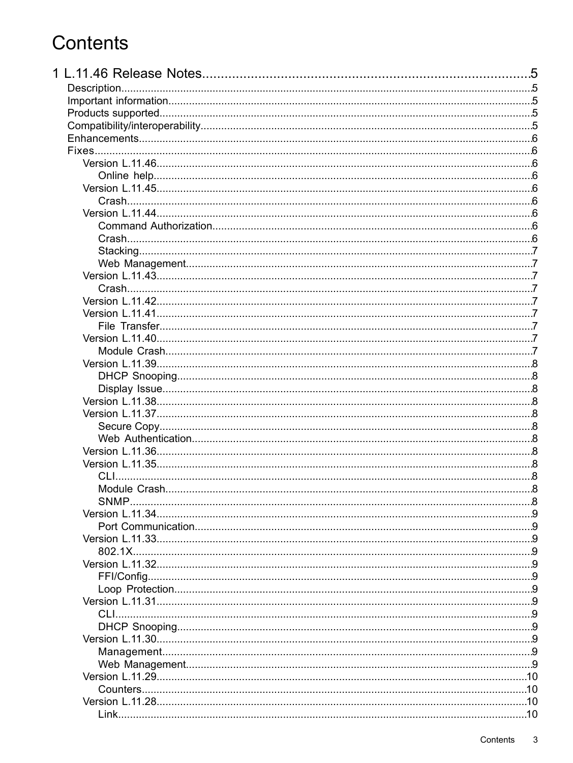# Contents

1 L.11.46 Release Notes....................................................5
- Description....................................................5
- Important information....................................................5
- Products supported....................................................5
- Compatibility/interoperability....................................................5
- Enhancements....................................................6
- Fixes....................................................6
  - Version L.11.46....................................................6
    - Online help....................................................6
  - Version L.11.45....................................................6
    - Crash....................................................6
  - Version L.11.44....................................................6
    - Command Authorization....................................................6
    - Crash....................................................6
    - Stacking....................................................7
    - Web Management....................................................7
  - Version L.11.43....................................................7
    - Crash....................................................7
  - Version L.11.42....................................................7
  - Version L.11.41....................................................7
    - File Transfer....................................................7
  - Version L.11.40....................................................7
    - Module Crash....................................................7
  - Version L.11.39....................................................8
    - DHCP Snooping....................................................8
    - Display Issue....................................................8
  - Version L.11.38....................................................8
  - Version L.11.37....................................................8
    - Secure Copy....................................................8
    - Web Authentication....................................................8
  - Version L.11.36....................................................8
  - Version L.11.35....................................................8
    - CLI....................................................8
    - Module Crash....................................................8
    - SNMP....................................................8
  - Version L.11.34....................................................9
    - Port Communication....................................................9
  - Version L.11.33....................................................9
    - 802.1X....................................................9
  - Version L.11.32....................................................9
    - FFI/Config....................................................9
    - Loop Protection....................................................9
  - Version L.11.31....................................................9
    - CLI....................................................9
    - DHCP Snooping....................................................9
  - Version L.11.30....................................................9
    - Management....................................................9
    - Web Management....................................................9
  - Version L.11.29....................................................10
    - Counters....................................................10
  - Version L.11.28....................................................10
    - Link....................................................10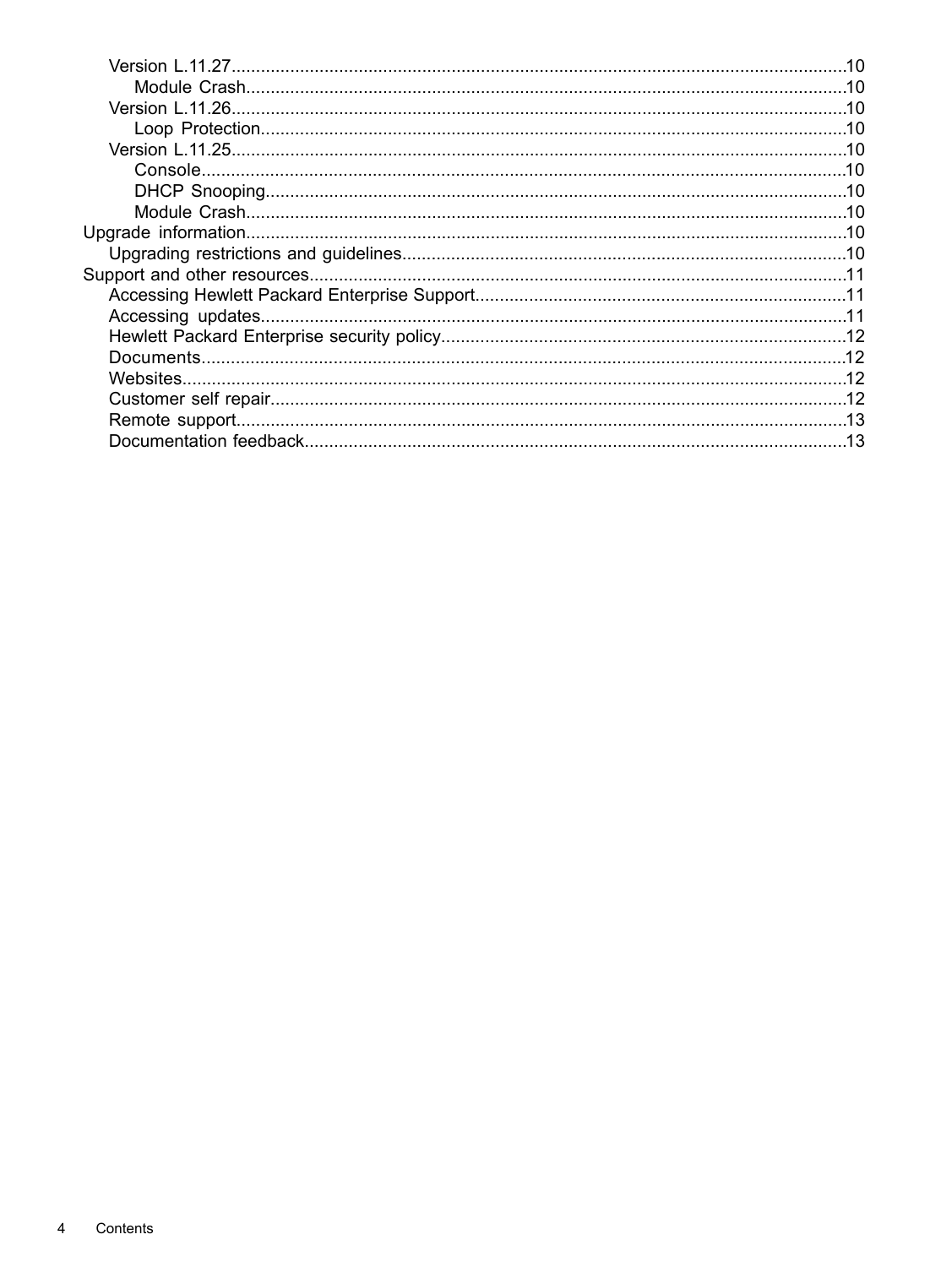- Version L.11.27.....10
  - Module Crash.....10
- Version L.11.26.....10
  - Loop Protection.....10
- Version L.11.25.....10
  - Console.....10
  - DHCP Snooping.....10
  - Module Crash.....10

Upgrade information.....10

- Upgrading restrictions and guidelines.....10

Support and other resources.....11

- Accessing Hewlett Packard Enterprise Support.....11
- Accessing updates.....11
- Hewlett Packard Enterprise security policy.....12
- Documents.....12
- Websites.....12
- Customer self repair.....12
- Remote support.....13
- Documentation feedback.....13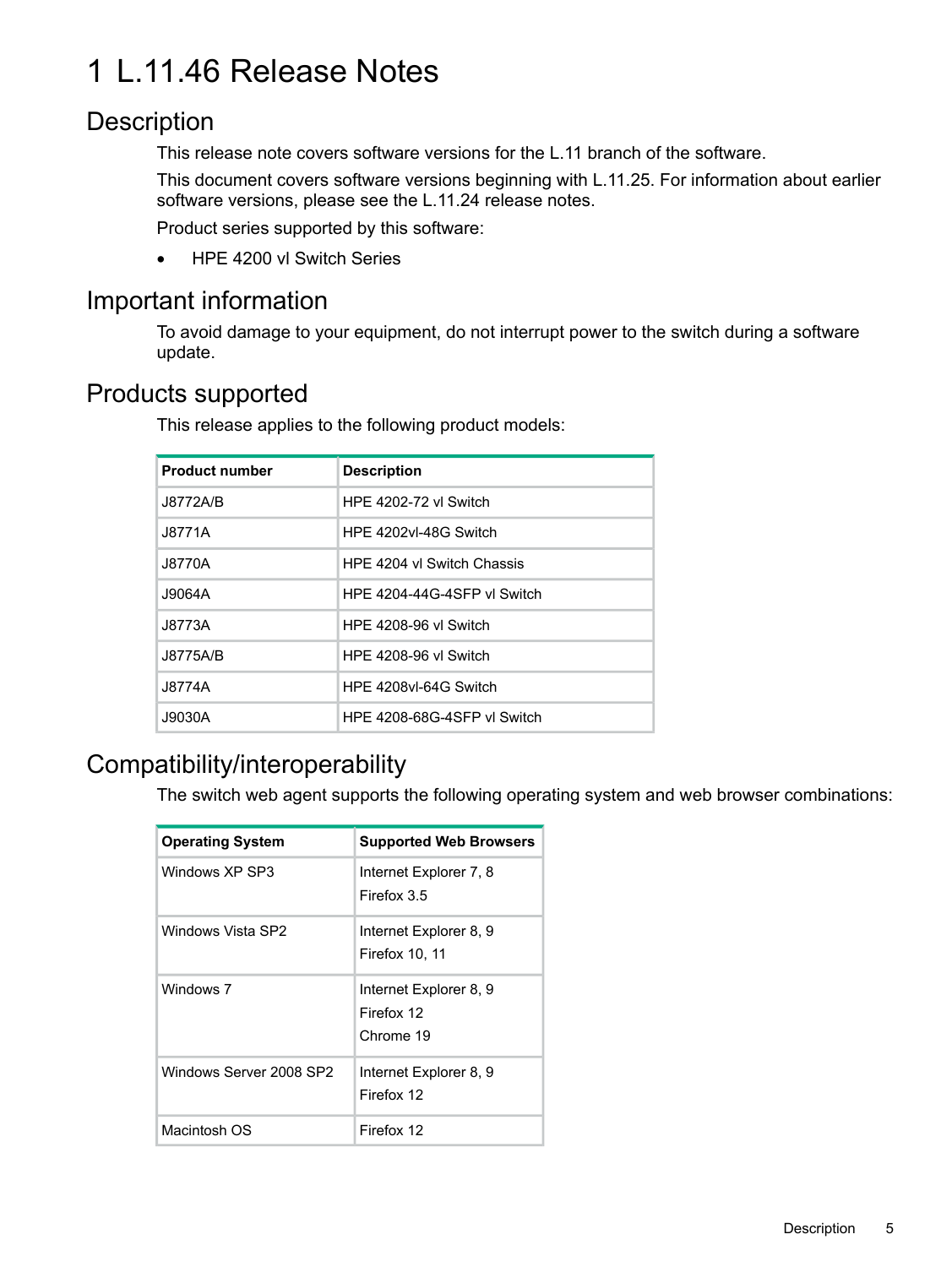# 1 L.11.46 Release Notes

## Description

This release note covers software versions for the L.11 branch of the software.

This document covers software versions beginning with L.11.25. For information about earlier software versions, please see the L.11.24 release notes.

Product series supported by this software:

- HPE 4200 vl Switch Series

## Important information

To avoid damage to your equipment, do not interrupt power to the switch during a software update.

## Products supported

This release applies to the following product models:

| Product number | Description |
|---|---|
| J8772A/B | HPE 4202-72 vl Switch |
| J8771A | HPE 4202vl-48G Switch |
| J8770A | HPE 4204 vl Switch Chassis |
| J9064A | HPE 4204-44G-4SFP vl Switch |
| J8773A | HPE 4208-96 vl Switch |
| J8775A/B | HPE 4208-96 vl Switch |
| J8774A | HPE 4208vl-64G Switch |
| J9030A | HPE 4208-68G-4SFP vl Switch |

## Compatibility/interoperability

The switch web agent supports the following operating system and web browser combinations:

| Operating System | Supported Web Browsers |
|---|---|
| Windows XP SP3 | Internet Explorer 7, 8<br>Firefox 3.5 |
| Windows Vista SP2 | Internet Explorer 8, 9<br>Firefox 10, 11 |
| Windows 7 | Internet Explorer 8, 9<br>Firefox 12<br>Chrome 19 |
| Windows Server 2008 SP2 | Internet Explorer 8, 9<br>Firefox 12 |
| Macintosh OS | Firefox 12 |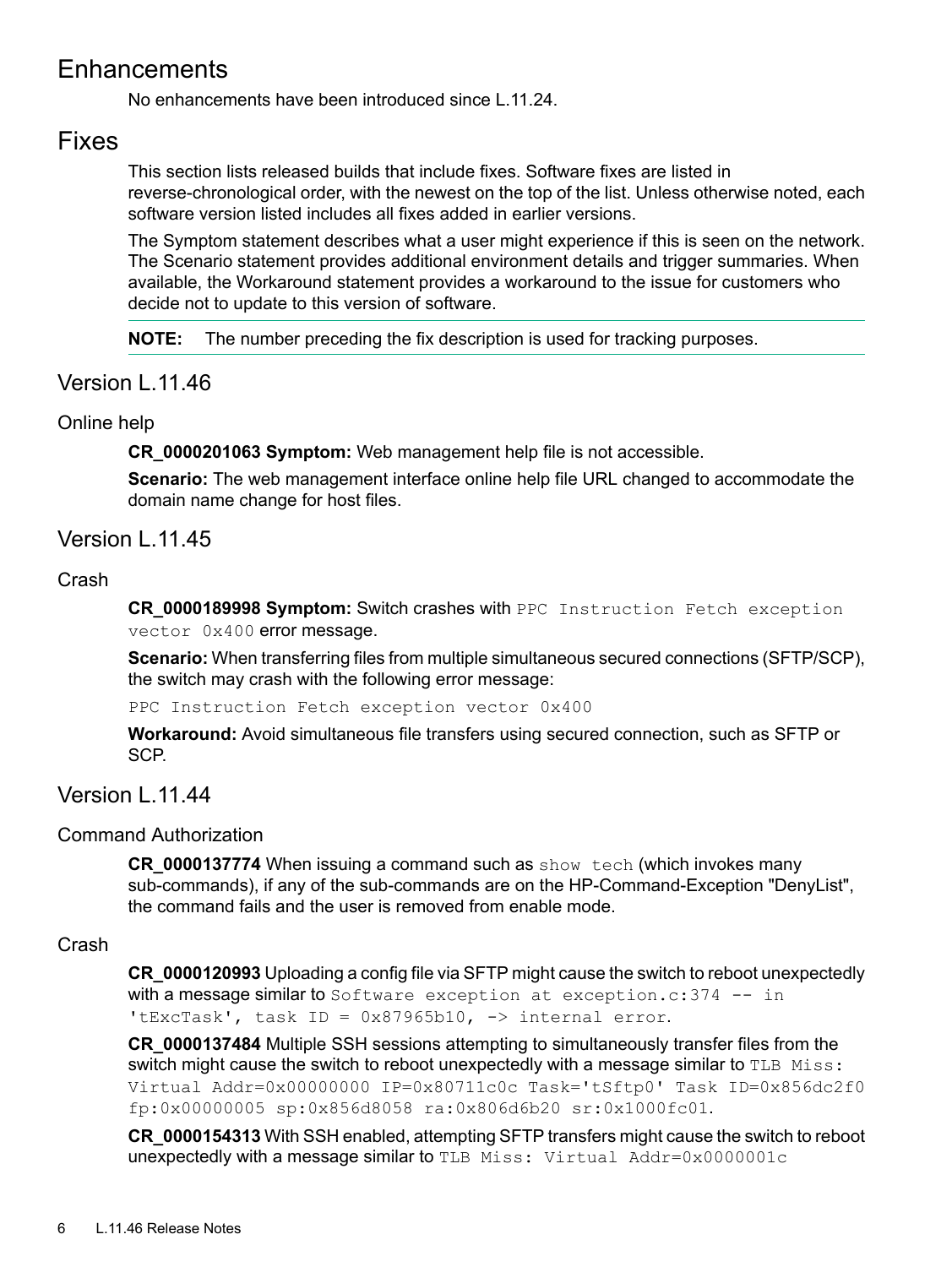# Enhancements

No enhancements have been introduced since L.11.24.

# Fixes

This section lists released builds that include fixes. Software fixes are listed in reverse-chronological order, with the newest on the top of the list. Unless otherwise noted, each software version listed includes all fixes added in earlier versions.

The Symptom statement describes what a user might experience if this is seen on the network. The Scenario statement provides additional environment details and trigger summaries. When available, the Workaround statement provides a workaround to the issue for customers who decide not to update to this version of software.

**NOTE:** The number preceding the fix description is used for tracking purposes.

## Version L.11.46

### Online help

**CR_0000201063 Symptom:** Web management help file is not accessible.

**Scenario:** The web management interface online help file URL changed to accommodate the domain name change for host files.

## Version L.11.45

### Crash

**CR_0000189998 Symptom:** Switch crashes with `PPC Instruction Fetch exception vector 0x400` error message.

**Scenario:** When transferring files from multiple simultaneous secured connections (SFTP/SCP), the switch may crash with the following error message:

```
PPC Instruction Fetch exception vector 0x400
```

**Workaround:** Avoid simultaneous file transfers using secured connection, such as SFTP or SCP.

## Version L.11.44

### Command Authorization

**CR_0000137774** When issuing a command such as `show tech` (which invokes many sub-commands), if any of the sub-commands are on the HP-Command-Exception "DenyList", the command fails and the user is removed from enable mode.

### Crash

**CR_0000120993** Uploading a config file via SFTP might cause the switch to reboot unexpectedly with a message similar to `Software exception at exception.c:374 -- in 'tExcTask', task ID = 0x87965b10, -> internal error`.

**CR_0000137484** Multiple SSH sessions attempting to simultaneously transfer files from the switch might cause the switch to reboot unexpectedly with a message similar to `TLB Miss: Virtual Addr=0x00000000 IP=0x80711c0c Task='tSftp0' Task ID=0x856dc2f0 fp:0x00000005 sp:0x856d8058 ra:0x806d6b20 sr:0x1000fc01`.

**CR_0000154313** With SSH enabled, attempting SFTP transfers might cause the switch to reboot unexpectedly with a message similar to `TLB Miss: Virtual Addr=0x0000001c`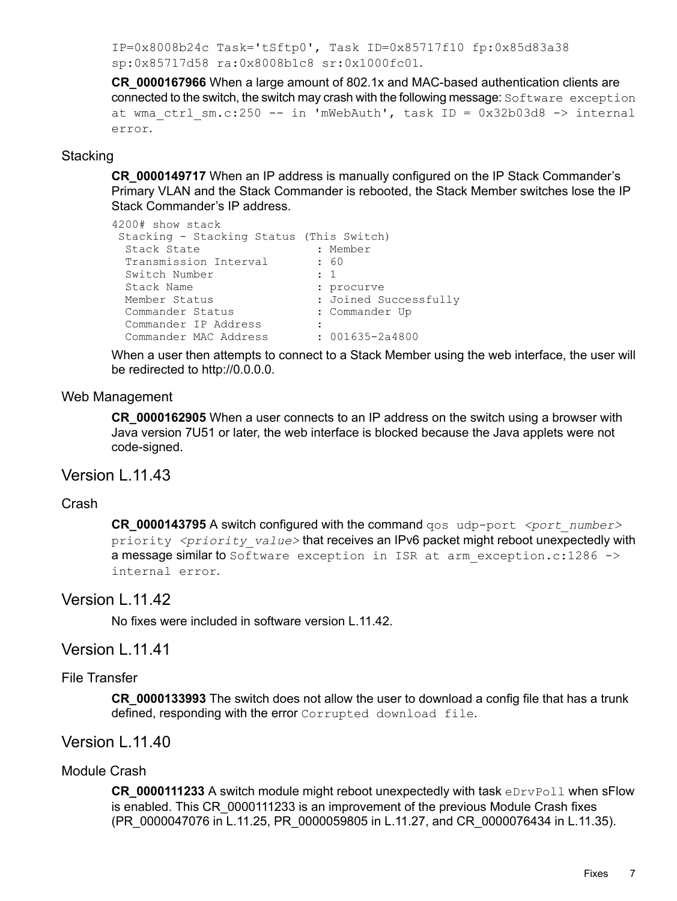IP=0x8008b24c Task='tSftp0', Task ID=0x85717f10 fp:0x85d83a38 sp:0x85717d58 ra:0x8008b1c8 sr:0x1000fc01.

**CR_0000167966** When a large amount of 802.1x and MAC-based authentication clients are connected to the switch, the switch may crash with the following message: `Software exception at wma_ctrl_sm.c:250 -- in 'mWebAuth', task ID = 0x32b03d8 -> internal error`.

### Stacking

**CR_0000149717** When an IP address is manually configured on the IP Stack Commander's Primary VLAN and the Stack Commander is rebooted, the Stack Member switches lose the IP Stack Commander's IP address.

```
4200# show stack
 Stacking - Stacking Status (This Switch)
  Stack State                 : Member
  Transmission Interval       : 60
  Switch Number               : 1
  Stack Name                  : procurve
  Member Status               : Joined Successfully
  Commander Status            : Commander Up
  Commander IP Address        :
  Commander MAC Address       : 001635-2a4800
```

When a user then attempts to connect to a Stack Member using the web interface, the user will be redirected to http://0.0.0.0.

### Web Management

**CR_0000162905** When a user connects to an IP address on the switch using a browser with Java version 7U51 or later, the web interface is blocked because the Java applets were not code-signed.

## Version L.11.43

### Crash

**CR_0000143795** A switch configured with the command `qos udp-port <port_number> priority <priority_value>` that receives an IPv6 packet might reboot unexpectedly with a message similar to `Software exception in ISR at arm_exception.c:1286 -> internal error`.

## Version L.11.42

No fixes were included in software version L.11.42.

## Version L.11.41

### File Transfer

**CR_0000133993** The switch does not allow the user to download a config file that has a trunk defined, responding with the error `Corrupted download file`.

## Version L.11.40

### Module Crash

**CR_0000111233** A switch module might reboot unexpectedly with task `eDrvPoll` when sFlow is enabled. This CR_0000111233 is an improvement of the previous Module Crash fixes (PR_0000047076 in L.11.25, PR_0000059805 in L.11.27, and CR_0000076434 in L.11.35).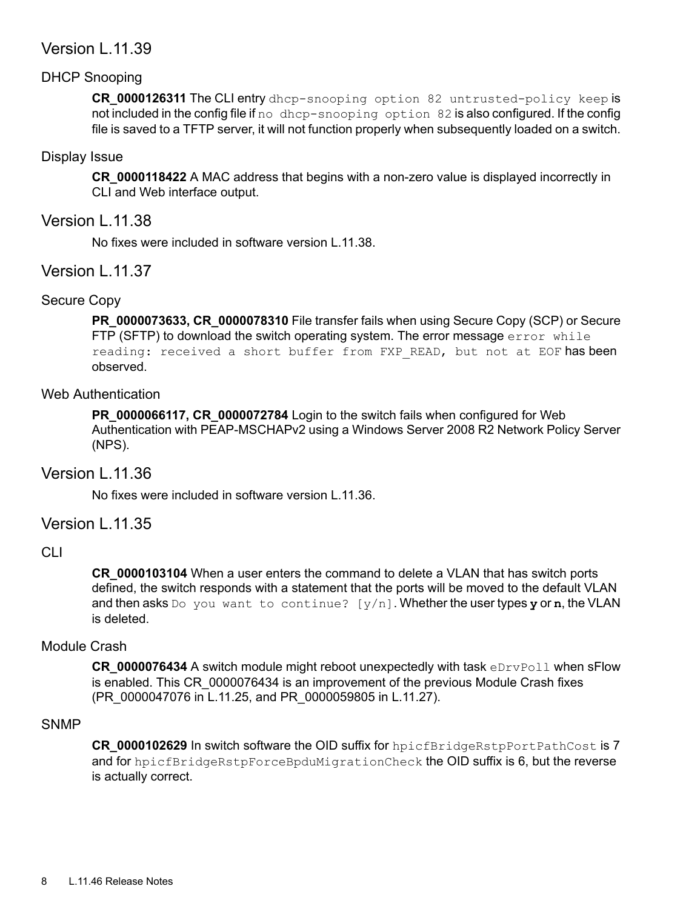## Version L.11.39

### DHCP Snooping

**CR_0000126311** The CLI entry `dhcp-snooping option 82 untrusted-policy keep` is not included in the config file if `no dhcp-snooping option 82` is also configured. If the config file is saved to a TFTP server, it will not function properly when subsequently loaded on a switch.

### Display Issue

**CR_0000118422** A MAC address that begins with a non-zero value is displayed incorrectly in CLI and Web interface output.

## Version L.11.38

No fixes were included in software version L.11.38.

## Version L.11.37

### Secure Copy

**PR_0000073633, CR_0000078310** File transfer fails when using Secure Copy (SCP) or Secure FTP (SFTP) to download the switch operating system. The error message `error while reading: received a short buffer from FXP_READ, but not at EOF` has been observed.

### Web Authentication

**PR_0000066117, CR_0000072784** Login to the switch fails when configured for Web Authentication with PEAP-MSCHAPv2 using a Windows Server 2008 R2 Network Policy Server (NPS).

## Version L.11.36

No fixes were included in software version L.11.36.

## Version L.11.35

### CLI

**CR_0000103104** When a user enters the command to delete a VLAN that has switch ports defined, the switch responds with a statement that the ports will be moved to the default VLAN and then asks `Do you want to continue? [y/n]`. Whether the user types **`y`** or **`n`**, the VLAN is deleted.

### Module Crash

**CR_0000076434** A switch module might reboot unexpectedly with task `eDrvPoll` when sFlow is enabled. This CR_0000076434 is an improvement of the previous Module Crash fixes (PR_0000047076 in L.11.25, and PR_0000059805 in L.11.27).

### SNMP

**CR_0000102629** In switch software the OID suffix for `hpicfBridgeRstpPortPathCost` is 7 and for `hpicfBridgeRstpForceBpduMigrationCheck` the OID suffix is 6, but the reverse is actually correct.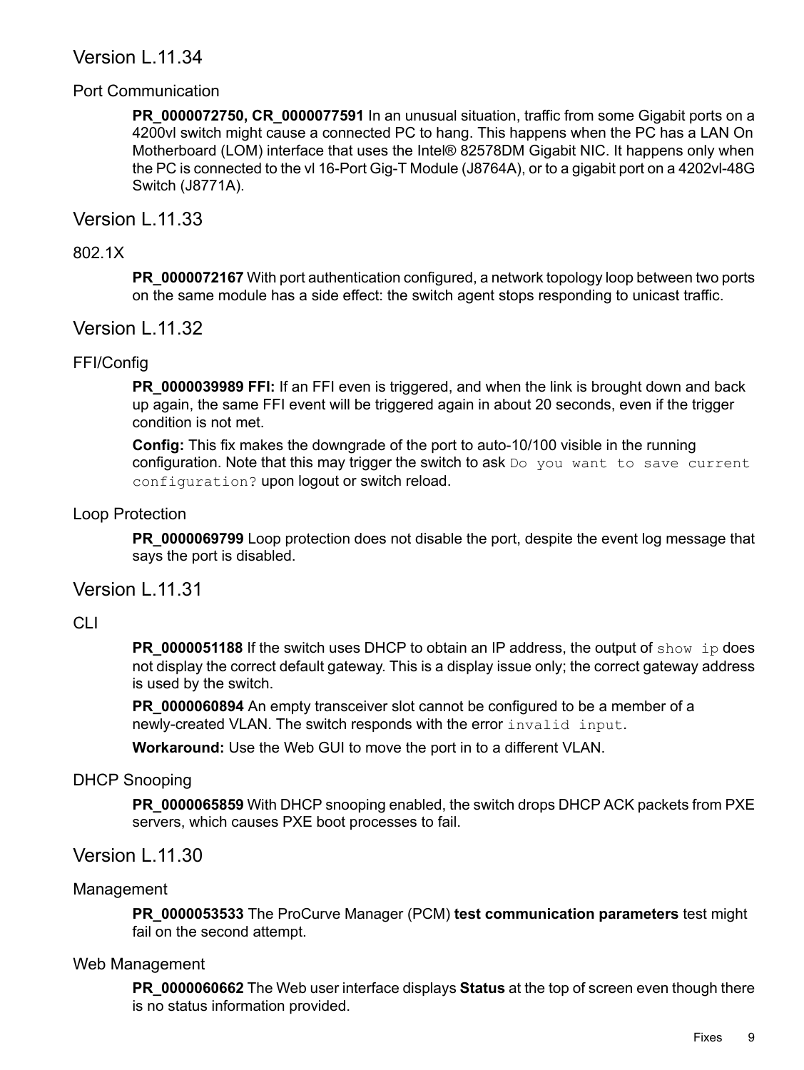## Version L.11.34

### Port Communication

**PR_0000072750, CR_0000077591** In an unusual situation, traffic from some Gigabit ports on a 4200vl switch might cause a connected PC to hang. This happens when the PC has a LAN On Motherboard (LOM) interface that uses the Intel® 82578DM Gigabit NIC. It happens only when the PC is connected to the vl 16-Port Gig-T Module (J8764A), or to a gigabit port on a 4202vl-48G Switch (J8771A).

## Version L.11.33

### 802.1X

**PR_0000072167** With port authentication configured, a network topology loop between two ports on the same module has a side effect: the switch agent stops responding to unicast traffic.

## Version L.11.32

### FFI/Config

**PR_0000039989 FFI:** If an FFI even is triggered, and when the link is brought down and back up again, the same FFI event will be triggered again in about 20 seconds, even if the trigger condition is not met.

**Config:** This fix makes the downgrade of the port to auto-10/100 visible in the running configuration. Note that this may trigger the switch to ask `Do you want to save current configuration?` upon logout or switch reload.

### Loop Protection

**PR_0000069799** Loop protection does not disable the port, despite the event log message that says the port is disabled.

## Version L.11.31

### CLI

**PR_0000051188** If the switch uses DHCP to obtain an IP address, the output of `show ip` does not display the correct default gateway. This is a display issue only; the correct gateway address is used by the switch.

**PR_0000060894** An empty transceiver slot cannot be configured to be a member of a newly-created VLAN. The switch responds with the error `invalid input`.

**Workaround:** Use the Web GUI to move the port in to a different VLAN.

### DHCP Snooping

**PR_0000065859** With DHCP snooping enabled, the switch drops DHCP ACK packets from PXE servers, which causes PXE boot processes to fail.

## Version L.11.30

### Management

**PR_0000053533** The ProCurve Manager (PCM) **test communication parameters** test might fail on the second attempt.

### Web Management

**PR_0000060662** The Web user interface displays **Status** at the top of screen even though there is no status information provided.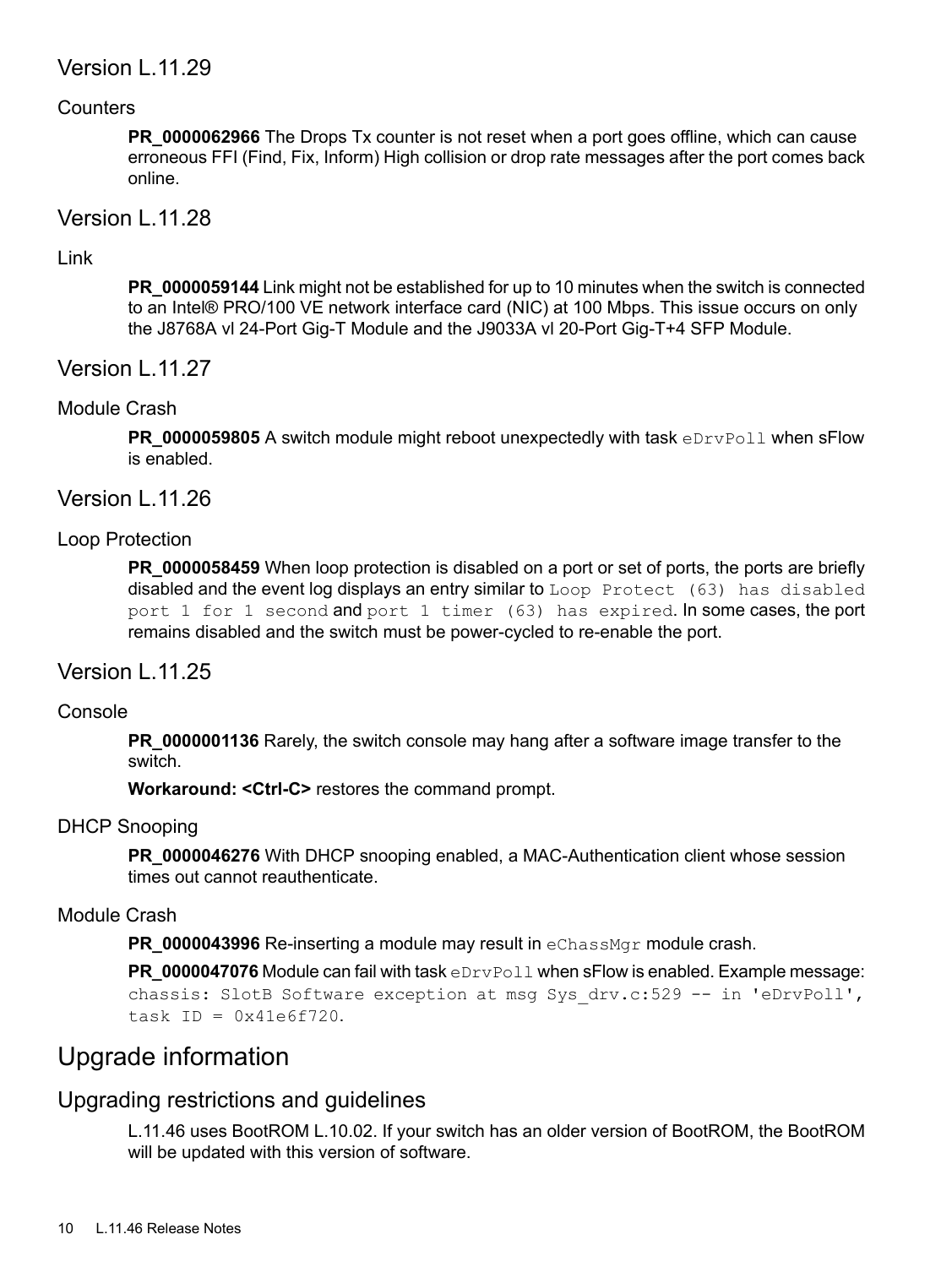## Version L.11.29

### Counters

**PR_0000062966** The Drops Tx counter is not reset when a port goes offline, which can cause erroneous FFI (Find, Fix, Inform) High collision or drop rate messages after the port comes back online.

## Version L.11.28

### Link

**PR_0000059144** Link might not be established for up to 10 minutes when the switch is connected to an Intel® PRO/100 VE network interface card (NIC) at 100 Mbps. This issue occurs on only the J8768A vl 24-Port Gig-T Module and the J9033A vl 20-Port Gig-T+4 SFP Module.

## Version L.11.27

### Module Crash

**PR_0000059805** A switch module might reboot unexpectedly with task `eDrvPoll` when sFlow is enabled.

## Version L.11.26

### Loop Protection

**PR_0000058459** When loop protection is disabled on a port or set of ports, the ports are briefly disabled and the event log displays an entry similar to `Loop Protect (63) has disabled port 1 for 1 second` and `port 1 timer (63) has expired`. In some cases, the port remains disabled and the switch must be power-cycled to re-enable the port.

## Version L.11.25

### Console

**PR_0000001136** Rarely, the switch console may hang after a software image transfer to the switch.

**Workaround: <Ctrl-C>** restores the command prompt.

### DHCP Snooping

**PR_0000046276** With DHCP snooping enabled, a MAC-Authentication client whose session times out cannot reauthenticate.

### Module Crash

**PR_0000043996** Re-inserting a module may result in `eChassMgr` module crash.

**PR_0000047076** Module can fail with task `eDrvPoll` when sFlow is enabled. Example message: `chassis: SlotB Software exception at msg Sys_drv.c:529 -- in 'eDrvPoll', task ID = 0x41e6f720.`

# Upgrade information

## Upgrading restrictions and guidelines

L.11.46 uses BootROM L.10.02. If your switch has an older version of BootROM, the BootROM will be updated with this version of software.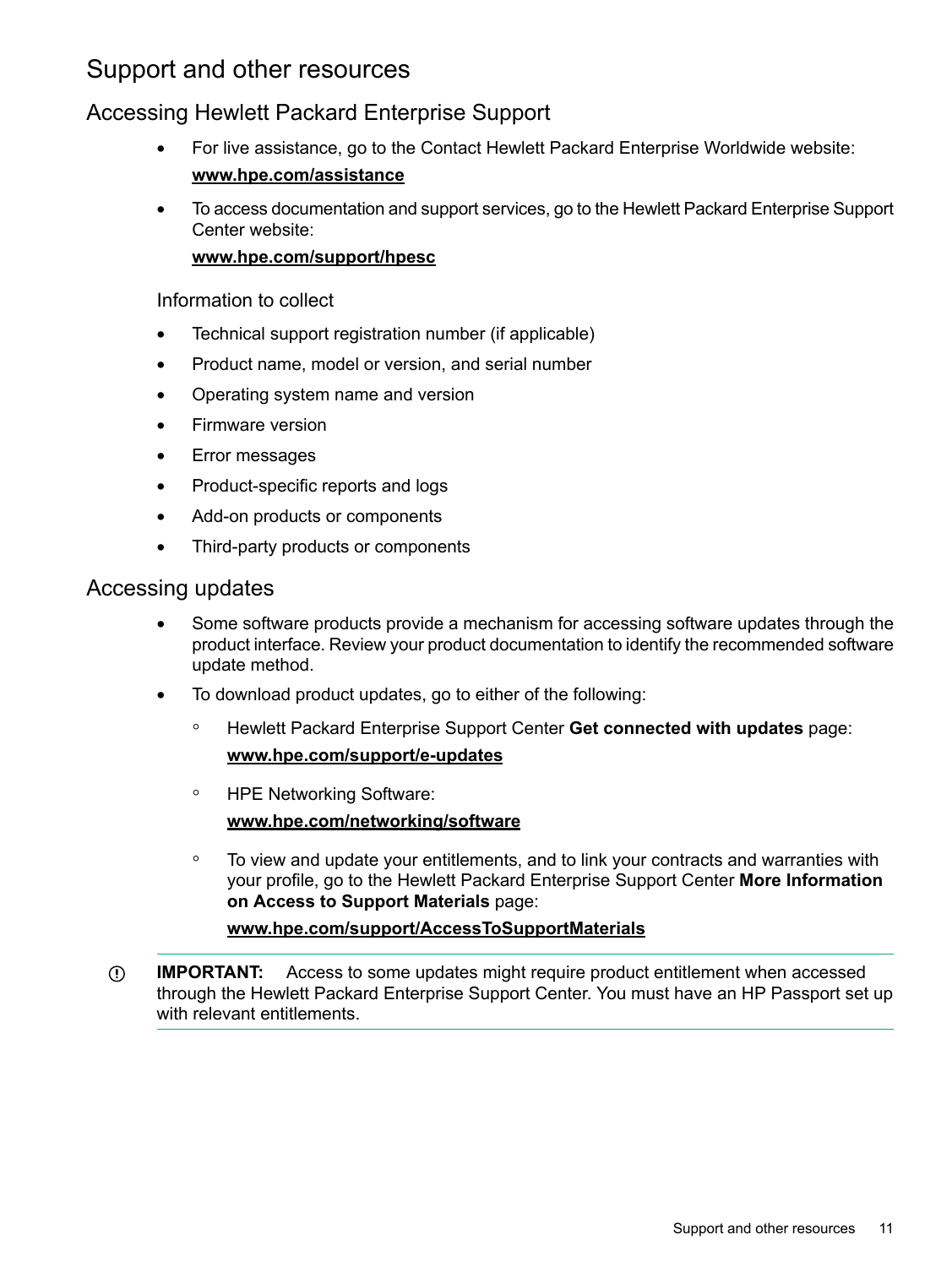# Support and other resources

## Accessing Hewlett Packard Enterprise Support

- For live assistance, go to the Contact Hewlett Packard Enterprise Worldwide website:

  **www.hpe.com/assistance**

- To access documentation and support services, go to the Hewlett Packard Enterprise Support Center website:

  **www.hpe.com/support/hpesc**

### Information to collect

- Technical support registration number (if applicable)
- Product name, model or version, and serial number
- Operating system name and version
- Firmware version
- Error messages
- Product-specific reports and logs
- Add-on products or components
- Third-party products or components

## Accessing updates

- Some software products provide a mechanism for accessing software updates through the product interface. Review your product documentation to identify the recommended software update method.
- To download product updates, go to either of the following:
  - Hewlett Packard Enterprise Support Center **Get connected with updates** page:

    **www.hpe.com/support/e-updates**

  - HPE Networking Software:

    **www.hpe.com/networking/software**

  - To view and update your entitlements, and to link your contracts and warranties with your profile, go to the Hewlett Packard Enterprise Support Center **More Information on Access to Support Materials** page:

    **www.hpe.com/support/AccessToSupportMaterials**

**IMPORTANT:** Access to some updates might require product entitlement when accessed through the Hewlett Packard Enterprise Support Center. You must have an HP Passport set up with relevant entitlements.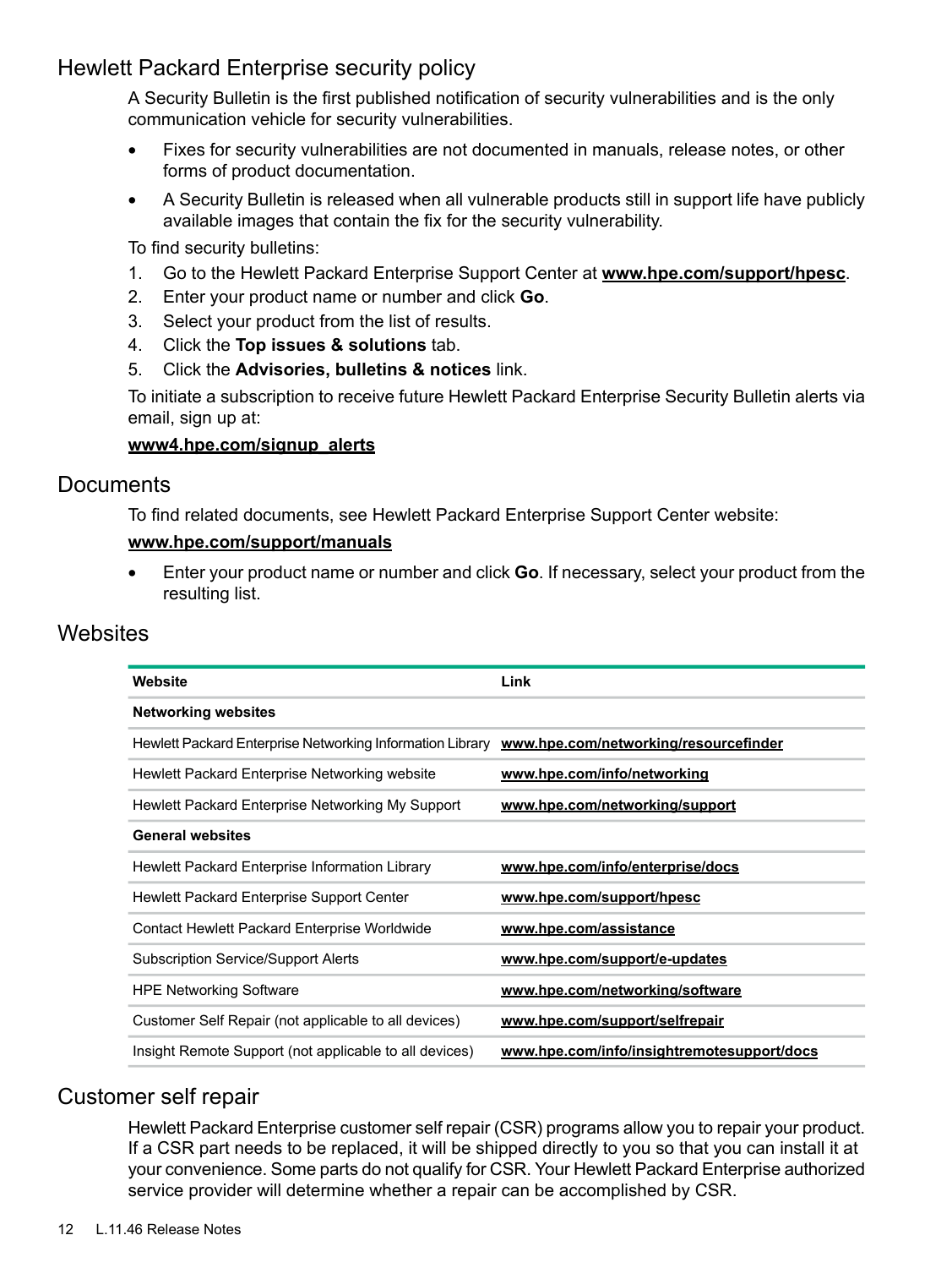## Hewlett Packard Enterprise security policy

A Security Bulletin is the first published notification of security vulnerabilities and is the only communication vehicle for security vulnerabilities.

- Fixes for security vulnerabilities are not documented in manuals, release notes, or other forms of product documentation.
- A Security Bulletin is released when all vulnerable products still in support life have publicly available images that contain the fix for the security vulnerability.

To find security bulletins:

1. Go to the Hewlett Packard Enterprise Support Center at **www.hpe.com/support/hpesc**.
2. Enter your product name or number and click **Go**.
3. Select your product from the list of results.
4. Click the **Top issues & solutions** tab.
5. Click the **Advisories, bulletins & notices** link.

To initiate a subscription to receive future Hewlett Packard Enterprise Security Bulletin alerts via email, sign up at:

**www4.hpe.com/signup_alerts**

## Documents

To find related documents, see Hewlett Packard Enterprise Support Center website:

**www.hpe.com/support/manuals**

- Enter your product name or number and click **Go**. If necessary, select your product from the resulting list.

## Websites

| Website | Link |
|---|---|
| **Networking websites** | |
| Hewlett Packard Enterprise Networking Information Library | **www.hpe.com/networking/resourcefinder** |
| Hewlett Packard Enterprise Networking website | **www.hpe.com/info/networking** |
| Hewlett Packard Enterprise Networking My Support | **www.hpe.com/networking/support** |
| **General websites** | |
| Hewlett Packard Enterprise Information Library | **www.hpe.com/info/enterprise/docs** |
| Hewlett Packard Enterprise Support Center | **www.hpe.com/support/hpesc** |
| Contact Hewlett Packard Enterprise Worldwide | **www.hpe.com/assistance** |
| Subscription Service/Support Alerts | **www.hpe.com/support/e-updates** |
| HPE Networking Software | **www.hpe.com/networking/software** |
| Customer Self Repair (not applicable to all devices) | **www.hpe.com/support/selfrepair** |
| Insight Remote Support (not applicable to all devices) | **www.hpe.com/info/insightremotesupport/docs** |

## Customer self repair

Hewlett Packard Enterprise customer self repair (CSR) programs allow you to repair your product. If a CSR part needs to be replaced, it will be shipped directly to you so that you can install it at your convenience. Some parts do not qualify for CSR. Your Hewlett Packard Enterprise authorized service provider will determine whether a repair can be accomplished by CSR.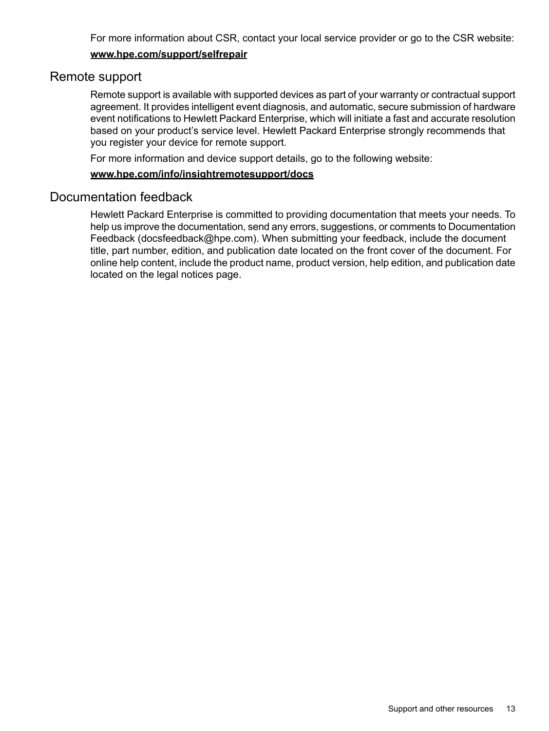For more information about CSR, contact your local service provider or go to the CSR website:

**www.hpe.com/support/selfrepair**

## Remote support

Remote support is available with supported devices as part of your warranty or contractual support agreement. It provides intelligent event diagnosis, and automatic, secure submission of hardware event notifications to Hewlett Packard Enterprise, which will initiate a fast and accurate resolution based on your product's service level. Hewlett Packard Enterprise strongly recommends that you register your device for remote support.

For more information and device support details, go to the following website:

**www.hpe.com/info/insightremotesupport/docs**

## Documentation feedback

Hewlett Packard Enterprise is committed to providing documentation that meets your needs. To help us improve the documentation, send any errors, suggestions, or comments to Documentation Feedback (docsfeedback@hpe.com). When submitting your feedback, include the document title, part number, edition, and publication date located on the front cover of the document. For online help content, include the product name, product version, help edition, and publication date located on the legal notices page.